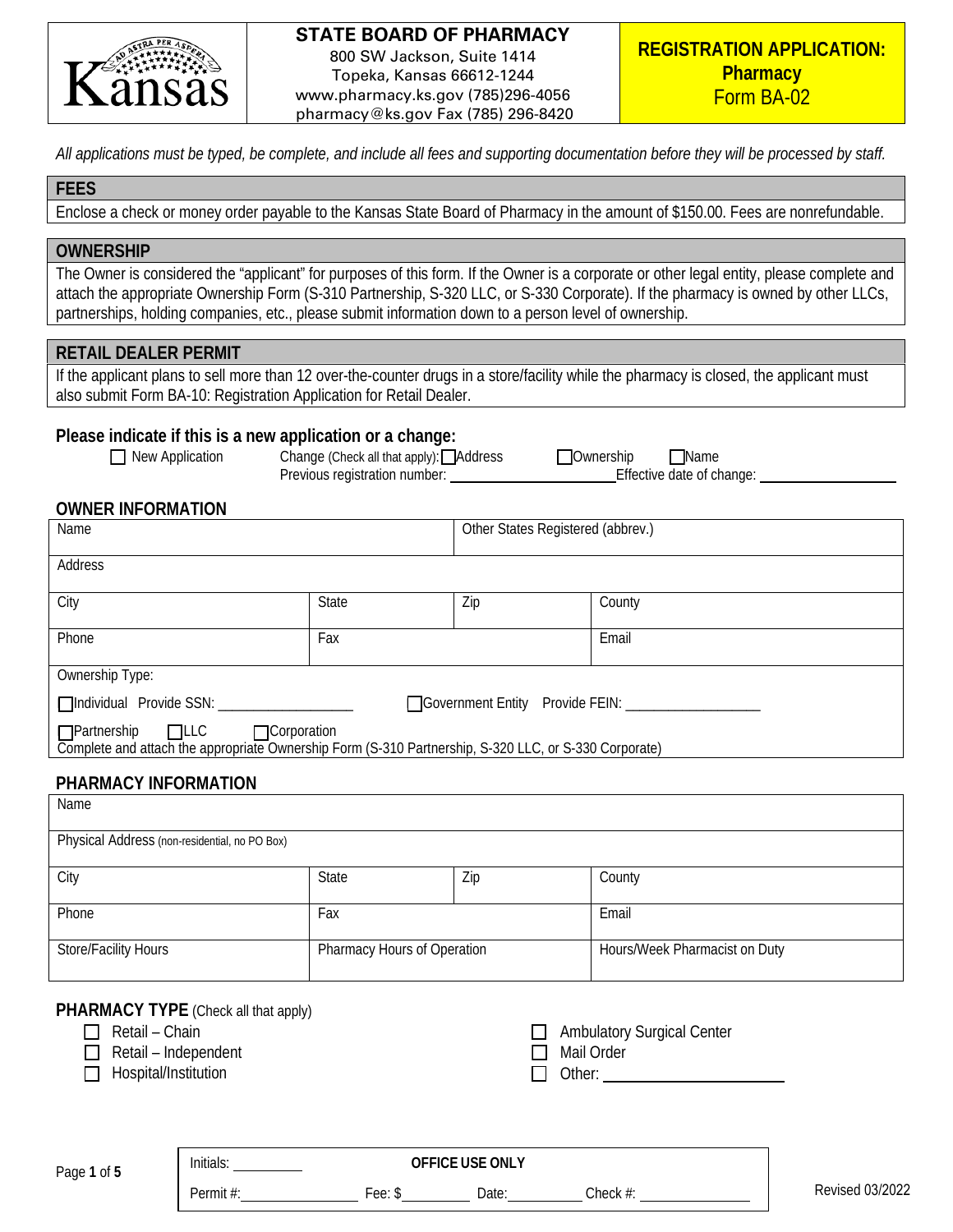**Kansas**

**STATE BOARD OF PHARMACY**
800 SW Jackson, Suite 1414
Topeka, Kansas 66612-1244
www.pharmacy.ks.gov (785)296-4056
pharmacy@ks.gov Fax (785) 296-8420

# REGISTRATION APPLICATION: Pharmacy
Form BA-02

*All applications must be typed, be complete, and include all fees and supporting documentation before they will be processed by staff.*

## FEES

Enclose a check or money order payable to the Kansas State Board of Pharmacy in the amount of $150.00. Fees are nonrefundable.

## OWNERSHIP

The Owner is considered the "applicant" for purposes of this form. If the Owner is a corporate or other legal entity, please complete and attach the appropriate Ownership Form (S-310 Partnership, S-320 LLC, or S-330 Corporate). If the pharmacy is owned by other LLCs, partnerships, holding companies, etc., please submit information down to a person level of ownership.

## RETAIL DEALER PERMIT

If the applicant plans to sell more than 12 over-the-counter drugs in a store/facility while the pharmacy is closed, the applicant must also submit Form BA-10: Registration Application for Retail Dealer.

### Please indicate if this is a new application or a change:

☐ New Application   Change (Check all that apply): ☐ Address   ☐ Ownership   ☐ Name

Previous registration number: ____________________ Effective date of change: ________________

### OWNER INFORMATION

| Name | | Other States Registered (abbrev.) | |
|---|---|---|---|
| Address | | | |
| City | State | Zip | County |
| Phone | Fax | | Email |

Ownership Type:

☐ Individual  Provide SSN: __________________   ☐ Government Entity  Provide FEIN: __________________

☐ Partnership  ☐ LLC  ☐ Corporation

Complete and attach the appropriate Ownership Form (S-310 Partnership, S-320 LLC, or S-330 Corporate)

### PHARMACY INFORMATION

| Name | | | |
|---|---|---|---|
| Physical Address (non-residential, no PO Box) | | | |
| City | State | Zip | County |
| Phone | Fax | | Email |
| Store/Facility Hours | Pharmacy Hours of Operation | | Hours/Week Pharmacist on Duty |

### PHARMACY TYPE (Check all that apply)

- ☐ Retail – Chain
- ☐ Retail – Independent
- ☐ Hospital/Institution
- ☐ Ambulatory Surgical Center
- ☐ Mail Order
- ☐ Other: ____________________

| Initials: ________ | OFFICE USE ONLY | | |
|---|---|---|---|
| Permit #: ____________ | Fee: $ ________ | Date: ________ | Check #: ____________ |

Revised 03/2022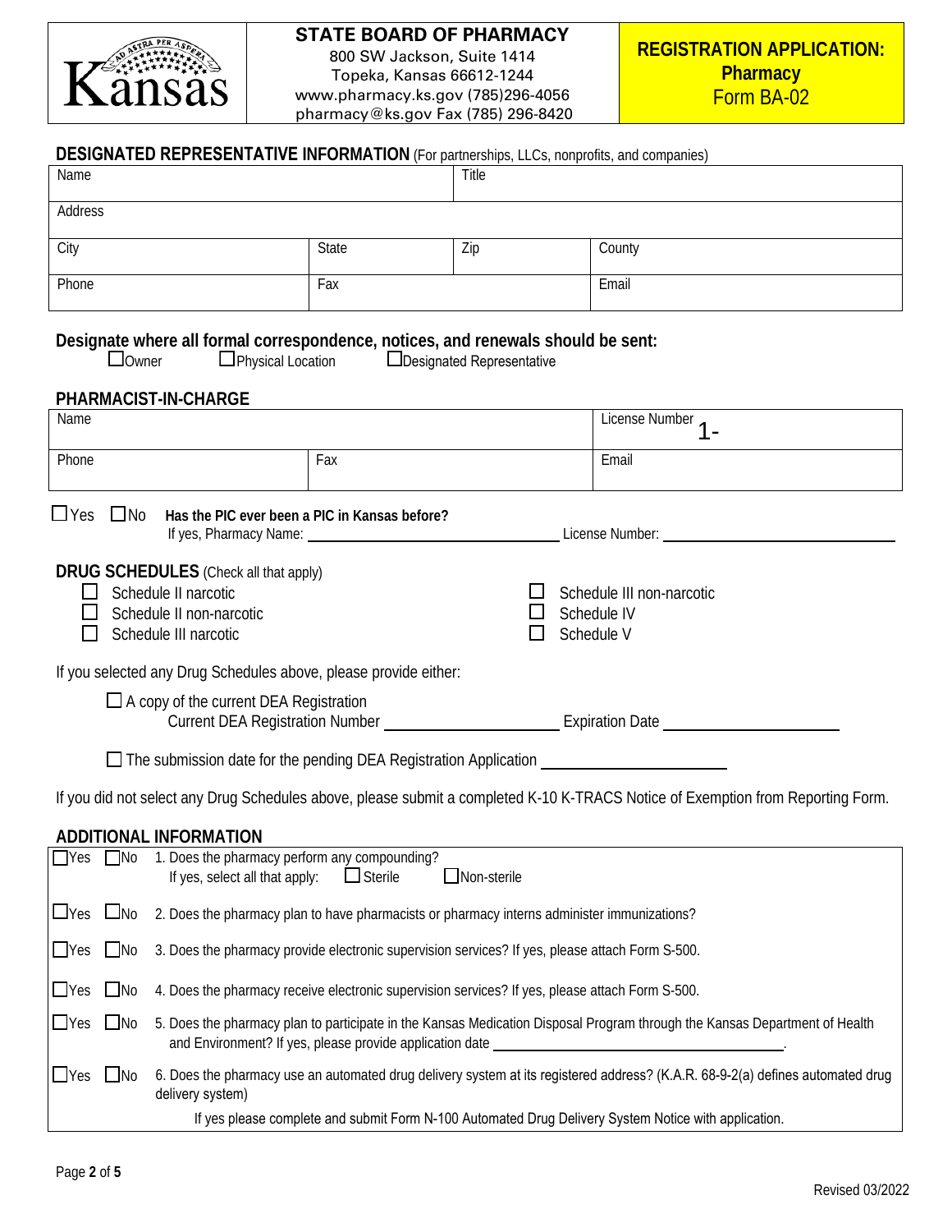Kansas

**STATE BOARD OF PHARMACY**
800 SW Jackson, Suite 1414
Topeka, Kansas 66612-1244
www.pharmacy.ks.gov (785)296-4056
pharmacy@ks.gov Fax (785) 296-8420

**REGISTRATION APPLICATION: Pharmacy**
Form BA-02

## DESIGNATED REPRESENTATIVE INFORMATION (For partnerships, LLCs, nonprofits, and companies)

| Name | | Title | |
|---|---|---|---|
| Address | | | |
| City | State | Zip | County |
| Phone | Fax | | Email |

**Designate where all formal correspondence, notices, and renewals should be sent:**
☐ Owner ☐ Physical Location ☐ Designated Representative

## PHARMACIST-IN-CHARGE

| Name | | License Number 1- |
|---|---|---|
| Phone | Fax | Email |

☐ Yes ☐ No **Has the PIC ever been a PIC in Kansas before?**
If yes, Pharmacy Name: ____________ License Number: ____________

## DRUG SCHEDULES (Check all that apply)

☐ Schedule II narcotic
☐ Schedule II non-narcotic
☐ Schedule III narcotic
☐ Schedule III non-narcotic
☐ Schedule IV
☐ Schedule V

If you selected any Drug Schedules above, please provide either:

☐ A copy of the current DEA Registration
Current DEA Registration Number ____________ Expiration Date ____________

☐ The submission date for the pending DEA Registration Application ____________

If you did not select any Drug Schedules above, please submit a completed K-10 K-TRACS Notice of Exemption from Reporting Form.

## ADDITIONAL INFORMATION

☐ Yes ☐ No 1. Does the pharmacy perform any compounding?
If yes, select all that apply: ☐ Sterile ☐ Non-sterile

☐ Yes ☐ No 2. Does the pharmacy plan to have pharmacists or pharmacy interns administer immunizations?

☐ Yes ☐ No 3. Does the pharmacy provide electronic supervision services? If yes, please attach Form S-500.

☐ Yes ☐ No 4. Does the pharmacy receive electronic supervision services? If yes, please attach Form S-500.

☐ Yes ☐ No 5. Does the pharmacy plan to participate in the Kansas Medication Disposal Program through the Kansas Department of Health and Environment? If yes, please provide application date ____________.

☐ Yes ☐ No 6. Does the pharmacy use an automated drug delivery system at its registered address? (K.A.R. 68-9-2(a) defines automated drug delivery system)

If yes please complete and submit Form N-100 Automated Drug Delivery System Notice with application.

Revised 03/2022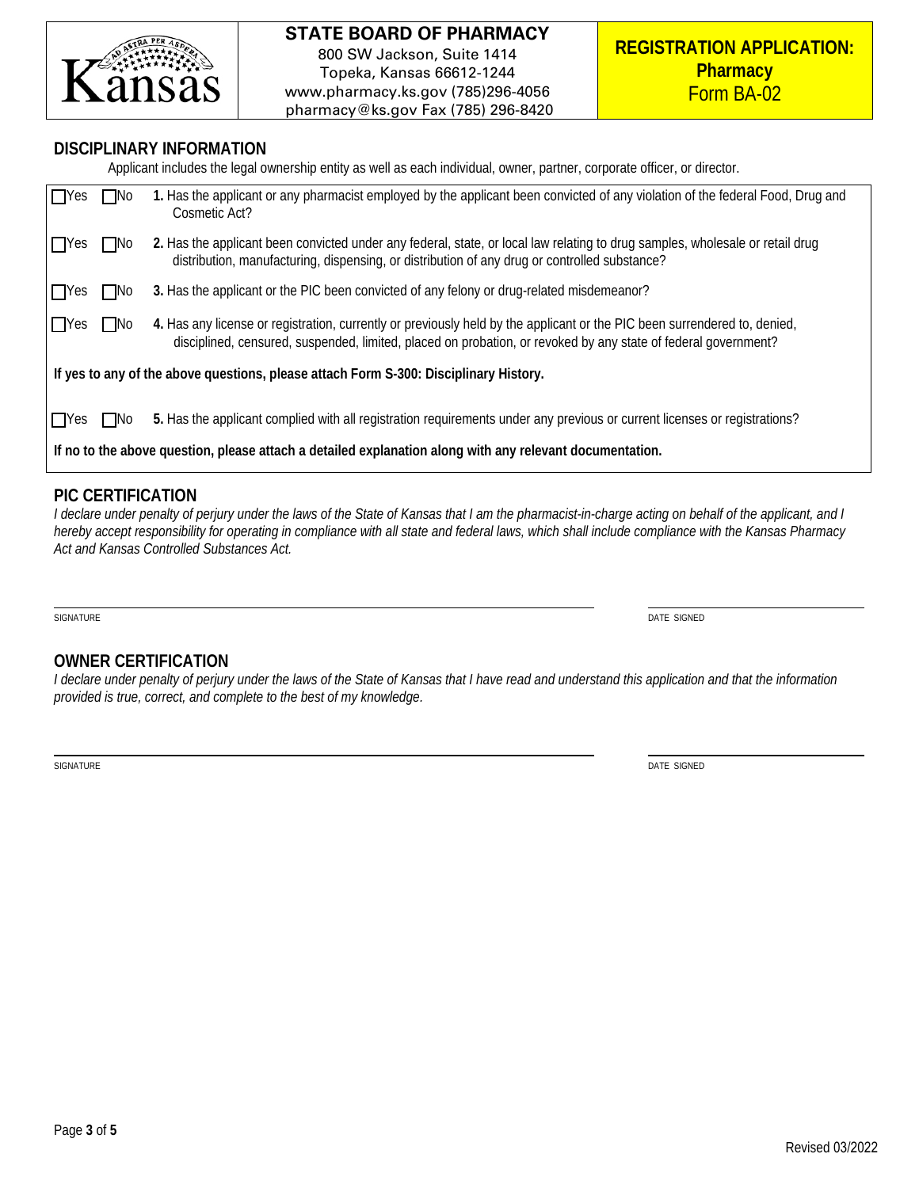**STATE BOARD OF PHARMACY**
800 SW Jackson, Suite 1414
Topeka, Kansas 66612-1244
www.pharmacy.ks.gov (785)296-4056
pharmacy@ks.gov Fax (785) 296-8420

**REGISTRATION APPLICATION: Pharmacy**
Form BA-02

## DISCIPLINARY INFORMATION

Applicant includes the legal ownership entity as well as each individual, owner, partner, corporate officer, or director.

☐Yes ☐No **1.** Has the applicant or any pharmacist employed by the applicant been convicted of any violation of the federal Food, Drug and Cosmetic Act?

☐Yes ☐No **2.** Has the applicant been convicted under any federal, state, or local law relating to drug samples, wholesale or retail drug distribution, manufacturing, dispensing, or distribution of any drug or controlled substance?

☐Yes ☐No **3.** Has the applicant or the PIC been convicted of any felony or drug-related misdemeanor?

☐Yes ☐No **4.** Has any license or registration, currently or previously held by the applicant or the PIC been surrendered to, denied, disciplined, censured, suspended, limited, placed on probation, or revoked by any state of federal government?

**If yes to any of the above questions, please attach Form S-300: Disciplinary History.**

☐Yes ☐No **5.** Has the applicant complied with all registration requirements under any previous or current licenses or registrations?

**If no to the above question, please attach a detailed explanation along with any relevant documentation.**

## PIC CERTIFICATION

*I declare under penalty of perjury under the laws of the State of Kansas that I am the pharmacist-in-charge acting on behalf of the applicant, and I hereby accept responsibility for operating in compliance with all state and federal laws, which shall include compliance with the Kansas Pharmacy Act and Kansas Controlled Substances Act.*

SIGNATURE ______________________ DATE SIGNED ______________

## OWNER CERTIFICATION

*I declare under penalty of perjury under the laws of the State of Kansas that I have read and understand this application and that the information provided is true, correct, and complete to the best of my knowledge.*

SIGNATURE ______________________ DATE SIGNED ______________

Revised 03/2022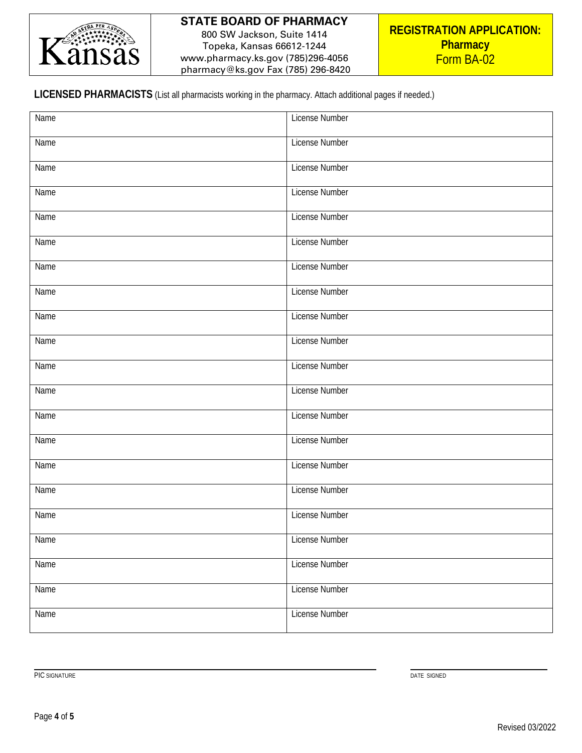**STATE BOARD OF PHARMACY**
800 SW Jackson, Suite 1414
Topeka, Kansas 66612-1244
www.pharmacy.ks.gov (785)296-4056
pharmacy@ks.gov Fax (785) 296-8420

**REGISTRATION APPLICATION: Pharmacy**
Form BA-02

## LICENSED PHARMACISTS (List all pharmacists working in the pharmacy. Attach additional pages if needed.)

| Name | License Number |
|---|---|
| Name | License Number |
| Name | License Number |
| Name | License Number |
| Name | License Number |
| Name | License Number |
| Name | License Number |
| Name | License Number |
| Name | License Number |
| Name | License Number |
| Name | License Number |
| Name | License Number |
| Name | License Number |
| Name | License Number |
| Name | License Number |
| Name | License Number |
| Name | License Number |
| Name | License Number |
| Name | License Number |
| Name | License Number |
| Name | License Number |

PIC SIGNATURE ______________________________ DATE SIGNED ______________

Revised 03/2022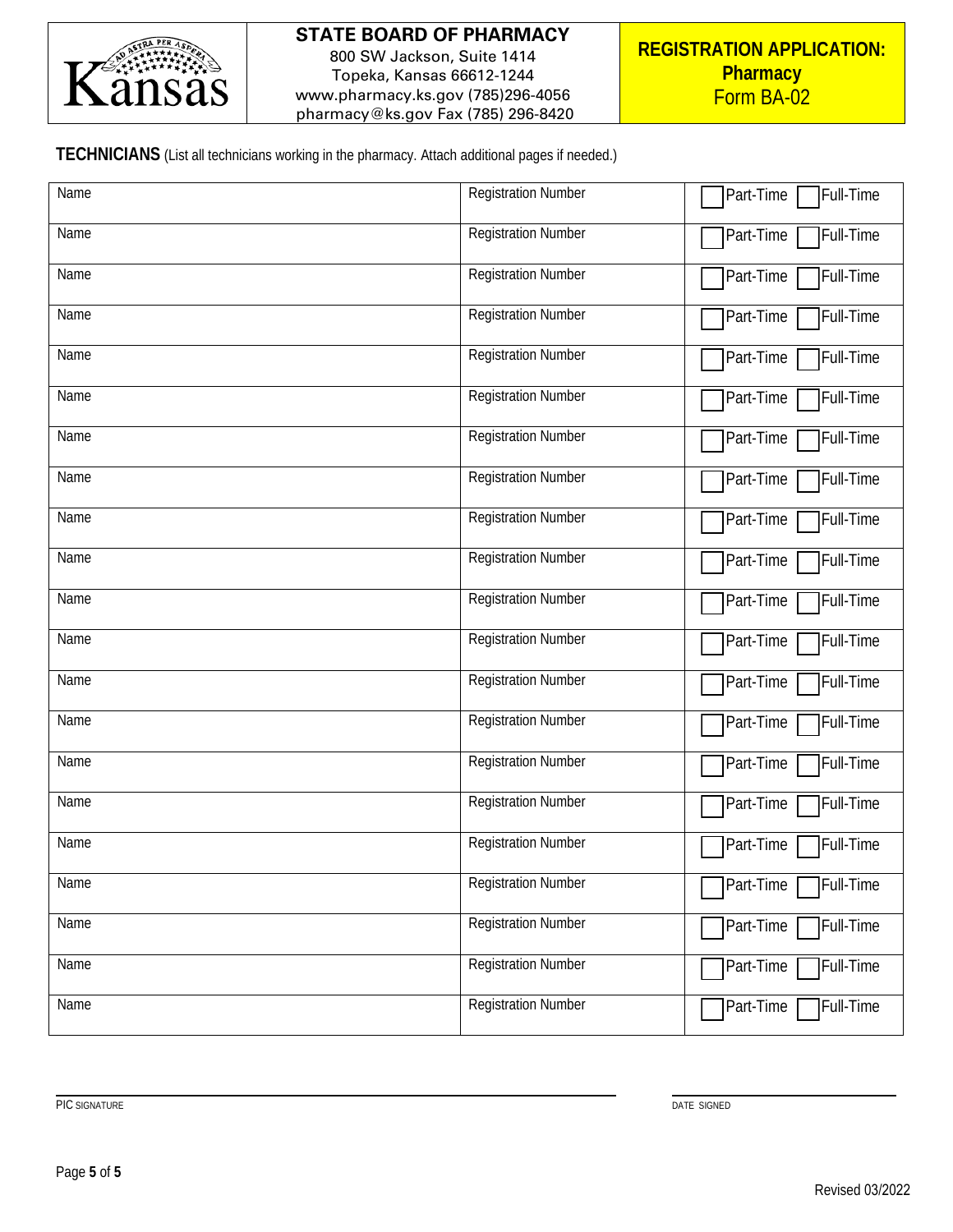STATE BOARD OF PHARMACY
800 SW Jackson, Suite 1414
Topeka, Kansas 66612-1244
www.pharmacy.ks.gov (785)296-4056
pharmacy@ks.gov Fax (785) 296-8420

**REGISTRATION APPLICATION: Pharmacy**
Form BA-02

**TECHNICIANS** (List all technicians working in the pharmacy. Attach additional pages if needed.)

| | | |
|---|---|---|
| Name | Registration Number | ☐ Part-Time ☐ Full-Time |
| Name | Registration Number | ☐ Part-Time ☐ Full-Time |
| Name | Registration Number | ☐ Part-Time ☐ Full-Time |
| Name | Registration Number | ☐ Part-Time ☐ Full-Time |
| Name | Registration Number | ☐ Part-Time ☐ Full-Time |
| Name | Registration Number | ☐ Part-Time ☐ Full-Time |
| Name | Registration Number | ☐ Part-Time ☐ Full-Time |
| Name | Registration Number | ☐ Part-Time ☐ Full-Time |
| Name | Registration Number | ☐ Part-Time ☐ Full-Time |
| Name | Registration Number | ☐ Part-Time ☐ Full-Time |
| Name | Registration Number | ☐ Part-Time ☐ Full-Time |
| Name | Registration Number | ☐ Part-Time ☐ Full-Time |
| Name | Registration Number | ☐ Part-Time ☐ Full-Time |
| Name | Registration Number | ☐ Part-Time ☐ Full-Time |
| Name | Registration Number | ☐ Part-Time ☐ Full-Time |
| Name | Registration Number | ☐ Part-Time ☐ Full-Time |
| Name | Registration Number | ☐ Part-Time ☐ Full-Time |
| Name | Registration Number | ☐ Part-Time ☐ Full-Time |
| Name | Registration Number | ☐ Part-Time ☐ Full-Time |
| Name | Registration Number | ☐ Part-Time ☐ Full-Time |
| Name | Registration Number | ☐ Part-Time ☐ Full-Time |

PIC SIGNATURE ______________________ DATE SIGNED ______________________

Revised 03/2022